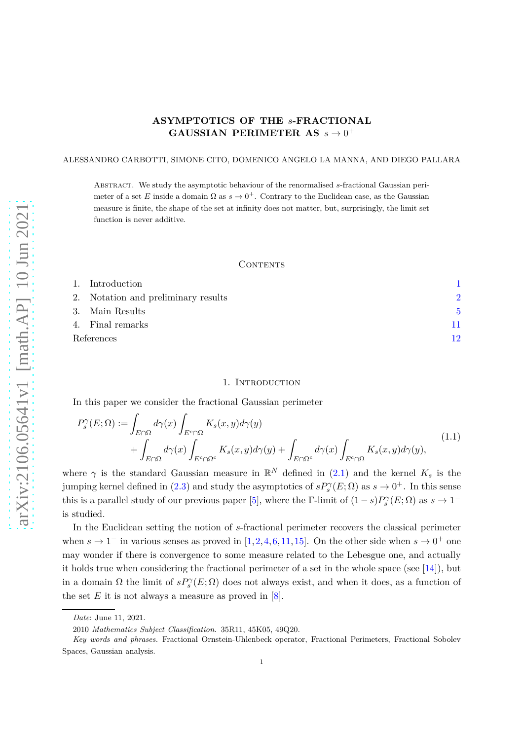# ASYMPTOTICS OF THE $s$-FRACTIONAL GAUSSIAN PERIMETER AS $s \to 0^+$

ALESSANDRO CARBOTTI, SIMONE CITO, DOMENICO ANGELO LA MANNA, AND DIEGO PALLARA

Abstract. We study the asymptotic behaviour of the renormalised $s$-fractional Gaussian perimeter of a set $E$ inside a domain $\Omega$ as $s \to 0^+$. Contrary to the Euclidean case, as the Gaussian measure is finite, the shape of the set at infinity does not matter, but, surprisingly, the limit set function is never additive.

## Contents

1. Introduction 1
2. Notation and preliminary results 2
3. Main Results 5
4. Final remarks 11

References 12

## 1. Introduction

In this paper we consider the fractional Gaussian perimeter

$$
\begin{aligned}
P_s^\gamma(E;\Omega) := &\int_{E\cap\Omega} d\gamma(x) \int_{E^c\cap\Omega} K_s(x,y)d\gamma(y) \\
&+ \int_{E\cap\Omega} d\gamma(x) \int_{E^c\cap\Omega^c} K_s(x,y)d\gamma(y) + \int_{E\cap\Omega^c} d\gamma(x) \int_{E^c\cap\Omega} K_s(x,y)d\gamma(y),
\end{aligned}
\tag{1.1}
$$

where $\gamma$ is the standard Gaussian measure in $\mathbb{R}^N$ defined in (2.1) and the kernel $K_s$ is the jumping kernel defined in (2.3) and study the asymptotics of $sP_s^\gamma(E;\Omega)$ as $s \to 0^+$. In this sense this is a parallel study of our previous paper [5], where the $\Gamma$-limit of $(1-s)P_s^\gamma(E;\Omega)$ as $s \to 1^-$ is studied.

In the Euclidean setting the notion of $s$-fractional perimeter recovers the classical perimeter when $s \to 1^-$ in various senses as proved in [1,2,4,6,11,15]. On the other side when $s \to 0^+$ one may wonder if there is convergence to some measure related to the Lebesgue one, and actually it holds true when considering the fractional perimeter of a set in the whole space (see [14]), but in a domain $\Omega$ the limit of $sP_s^\gamma(E;\Omega)$ does not always exist, and when it does, as a function of the set $E$ it is not always a measure as proved in [8].

---

*Date*: June 11, 2021.

2010 *Mathematics Subject Classification.* 35R11, 45K05, 49Q20.

*Key words and phrases.* Fractional Ornstein-Uhlenbeck operator, Fractional Perimeters, Fractional Sobolev Spaces, Gaussian analysis.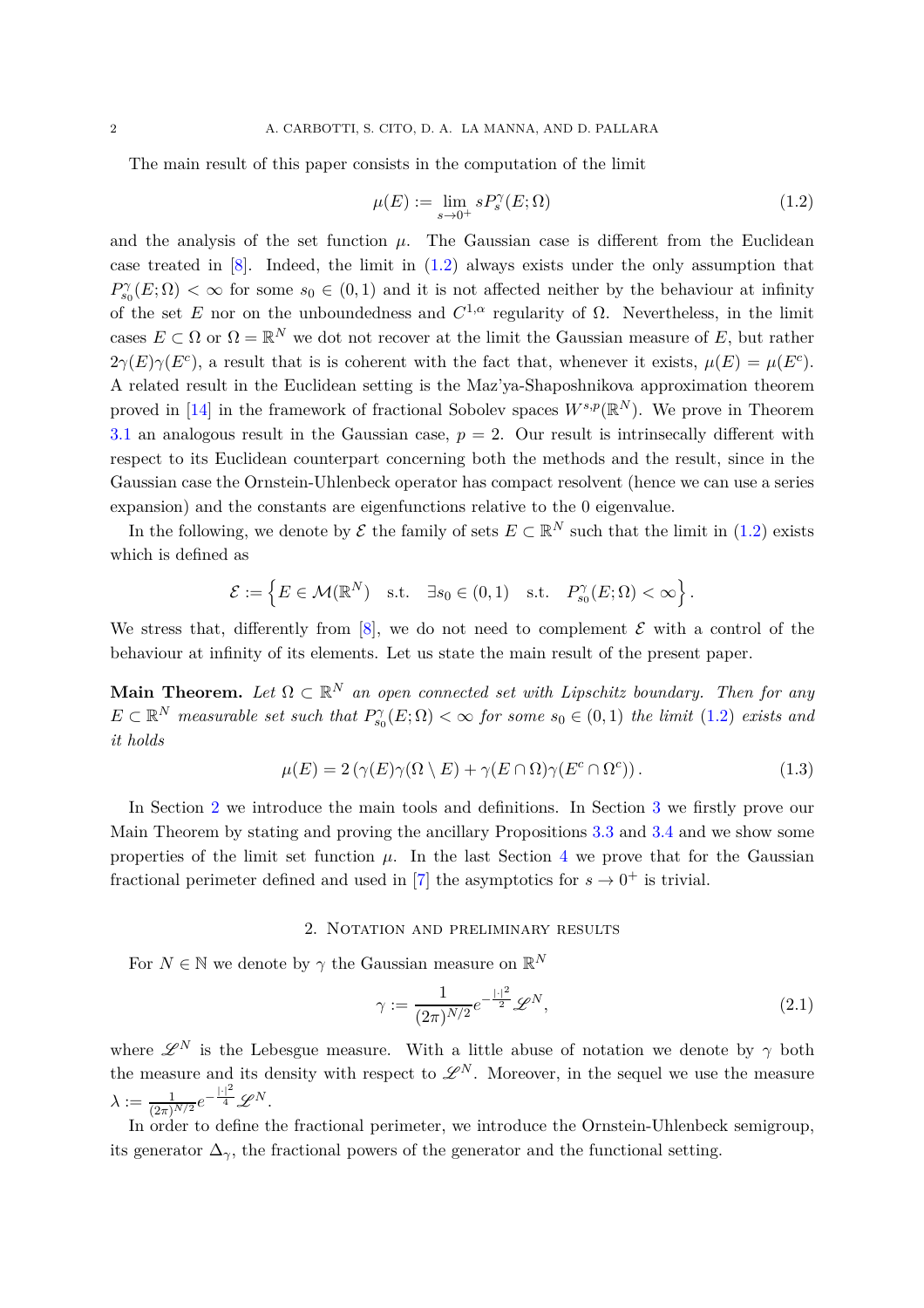The main result of this paper consists in the computation of the limit

$$
\mu(E) := \lim_{s\to 0^+} sP_s^\gamma(E;\Omega) \tag{1.2}
$$

and the analysis of the set function $\mu$. The Gaussian case is different from the Euclidean case treated in [8]. Indeed, the limit in (1.2) always exists under the only assumption that $P_{s_0}^\gamma(E;\Omega) < \infty$ for some $s_0 \in (0,1)$ and it is not affected neither by the behaviour at infinity of the set $E$ nor on the unboundedness and $C^{1,\alpha}$ regularity of $\Omega$. Nevertheless, in the limit cases $E \subset \Omega$ or $\Omega = \mathbb{R}^N$ we dot not recover at the limit the Gaussian measure of $E$, but rather $2\gamma(E)\gamma(E^c)$, a result that is is coherent with the fact that, whenever it exists, $\mu(E) = \mu(E^c)$. A related result in the Euclidean setting is the Maz'ya-Shaposhnikova approximation theorem proved in [14] in the framework of fractional Sobolev spaces $W^{s,p}(\mathbb{R}^N)$. We prove in Theorem 3.1 an analogous result in the Gaussian case, $p = 2$. Our result is intrinsecally different with respect to its Euclidean counterpart concerning both the methods and the result, since in the Gaussian case the Ornstein-Uhlenbeck operator has compact resolvent (hence we can use a series expansion) and the constants are eigenfunctions relative to the 0 eigenvalue.

In the following, we denote by $\mathcal{E}$ the family of sets $E \subset \mathbb{R}^N$ such that the limit in (1.2) exists which is defined as

$$
\mathcal{E} := \left\{ E \in \mathcal{M}(\mathbb{R}^N) \quad \text{s.t.} \quad \exists s_0 \in (0,1) \quad \text{s.t.} \quad P_{s_0}^\gamma(E;\Omega) < \infty \right\}.
$$

We stress that, differently from [8], we do not need to complement $\mathcal{E}$ with a control of the behaviour at infinity of its elements. Let us state the main result of the present paper.

**Main Theorem.** *Let $\Omega \subset \mathbb{R}^N$ an open connected set with Lipschitz boundary. Then for any $E \subset \mathbb{R}^N$ measurable set such that $P_{s_0}^\gamma(E;\Omega) < \infty$ for some $s_0 \in (0,1)$ the limit (1.2) exists and it holds*

$$
\mu(E) = 2\left(\gamma(E)\gamma(\Omega \setminus E) + \gamma(E\cap\Omega)\gamma(E^c \cap \Omega^c)\right). \tag{1.3}
$$

In Section 2 we introduce the main tools and definitions. In Section 3 we firstly prove our Main Theorem by stating and proving the ancillary Propositions 3.3 and 3.4 and we show some properties of the limit set function $\mu$. In the last Section 4 we prove that for the Gaussian fractional perimeter defined and used in [7] the asymptotics for $s \to 0^+$ is trivial.

## 2. Notation and preliminary results

For $N \in \mathbb{N}$ we denote by $\gamma$ the Gaussian measure on $\mathbb{R}^N$

$$
\gamma := \frac{1}{(2\pi)^{N/2}} e^{-\frac{|\cdot|^2}{2}} \mathscr{L}^N, \tag{2.1}
$$

where $\mathscr{L}^N$ is the Lebesgue measure. With a little abuse of notation we denote by $\gamma$ both the measure and its density with respect to $\mathscr{L}^N$. Moreover, in the sequel we use the measure $\lambda := \frac{1}{(2\pi)^{N/2}} e^{-\frac{|\cdot|^2}{4}} \mathscr{L}^N$.

In order to define the fractional perimeter, we introduce the Ornstein-Uhlenbeck semigroup, its generator $\Delta_\gamma$, the fractional powers of the generator and the functional setting.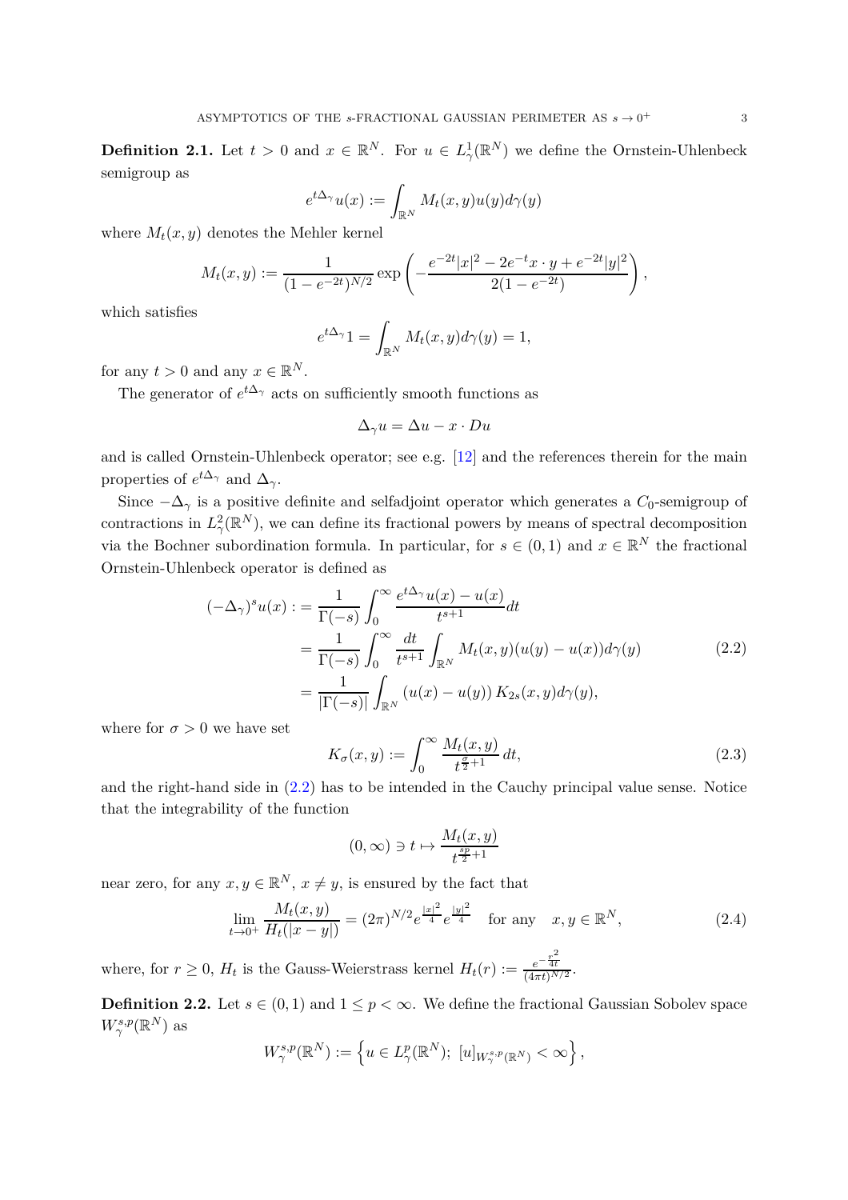**Definition 2.1.** Let $t > 0$ and $x \in \mathbb{R}^N$. For $u \in L^1_\gamma(\mathbb{R}^N)$ we define the Ornstein-Uhlenbeck semigroup as

$$e^{t\Delta_\gamma} u(x) := \int_{\mathbb{R}^N} M_t(x,y) u(y) d\gamma(y)$$

where $M_t(x,y)$ denotes the Mehler kernel

$$M_t(x,y) := \frac{1}{(1-e^{-2t})^{N/2}} \exp\left(-\frac{e^{-2t}|x|^2 - 2e^{-t} x \cdot y + e^{-2t}|y|^2}{2(1-e^{-2t})}\right),$$

which satisfies

$$e^{t\Delta_\gamma} 1 = \int_{\mathbb{R}^N} M_t(x,y) d\gamma(y) = 1,$$

for any $t > 0$ and any $x \in \mathbb{R}^N$.

The generator of $e^{t\Delta_\gamma}$ acts on sufficiently smooth functions as

$$\Delta_\gamma u = \Delta u - x \cdot Du$$

and is called Ornstein-Uhlenbeck operator; see e.g. [12] and the references therein for the main properties of $e^{t\Delta_\gamma}$ and $\Delta_\gamma$.

Since $-\Delta_\gamma$ is a positive definite and selfadjoint operator which generates a $C_0$-semigroup of contractions in $L^2_\gamma(\mathbb{R}^N)$, we can define its fractional powers by means of spectral decomposition via the Bochner subordination formula. In particular, for $s \in (0,1)$ and $x \in \mathbb{R}^N$ the fractional Ornstein-Uhlenbeck operator is defined as

$$\begin{aligned}
(-\Delta_\gamma)^s u(x) :&= \frac{1}{\Gamma(-s)} \int_0^\infty \frac{e^{t\Delta_\gamma} u(x) - u(x)}{t^{s+1}} dt \\
&= \frac{1}{\Gamma(-s)} \int_0^\infty \frac{dt}{t^{s+1}} \int_{\mathbb{R}^N} M_t(x,y)(u(y) - u(x)) d\gamma(y) \\
&= \frac{1}{|\Gamma(-s)|} \int_{\mathbb{R}^N} (u(x) - u(y)) K_{2s}(x,y) d\gamma(y),
\end{aligned} \tag{2.2}$$

where for $\sigma > 0$ we have set

$$K_\sigma(x,y) := \int_0^\infty \frac{M_t(x,y)}{t^{\frac{\sigma}{2}+1}} dt, \tag{2.3}$$

and the right-hand side in (2.2) has to be intended in the Cauchy principal value sense. Notice that the integrability of the function

$$(0,\infty) \ni t \mapsto \frac{M_t(x,y)}{t^{\frac{sp}{2}+1}}$$

near zero, for any $x, y \in \mathbb{R}^N$, $x \neq y$, is ensured by the fact that

$$\lim_{t \to 0^+} \frac{M_t(x,y)}{H_t(|x-y|)} = (2\pi)^{N/2} e^{\frac{|x|^2}{4}} e^{\frac{|y|^2}{4}} \quad \text{for any} \quad x, y \in \mathbb{R}^N, \tag{2.4}$$

where, for $r \geq 0$, $H_t$ is the Gauss-Weierstrass kernel $H_t(r) := \frac{e^{-\frac{r^2}{4t}}}{(4\pi t)^{N/2}}$.

**Definition 2.2.** Let $s \in (0,1)$ and $1 \leq p < \infty$. We define the fractional Gaussian Sobolev space $W^{s,p}_\gamma(\mathbb{R}^N)$ as

$$W^{s,p}_\gamma(\mathbb{R}^N) := \left\{ u \in L^p_\gamma(\mathbb{R}^N);\ [u]_{W^{s,p}_\gamma(\mathbb{R}^N)} < \infty \right\},$$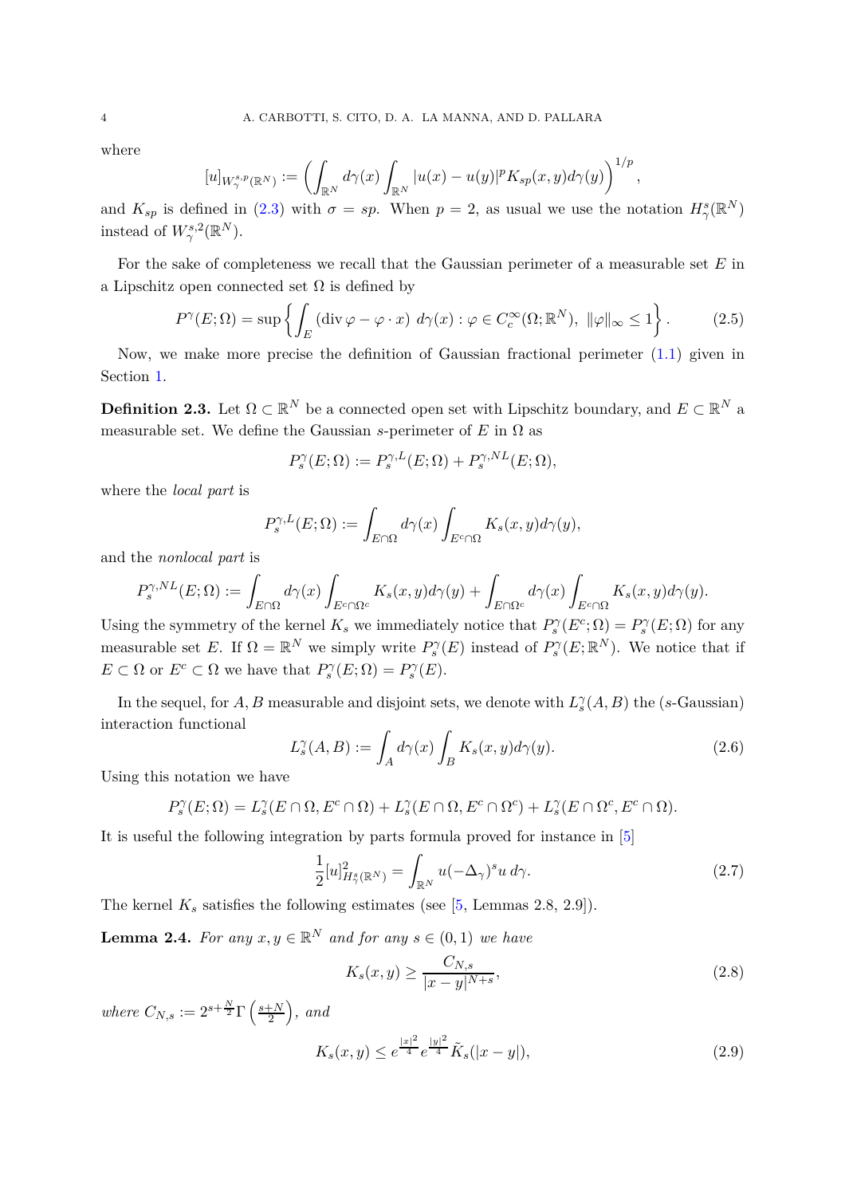where

$$[u]_{W^{s,p}_\gamma(\mathbb{R}^N)} := \Big( \int_{\mathbb{R}^N} d\gamma(x) \int_{\mathbb{R}^N} |u(x) - u(y)|^p K_{sp}(x,y) d\gamma(y) \Big)^{1/p},$$

and $K_{sp}$ is defined in (2.3) with $\sigma = sp$. When $p = 2$, as usual we use the notation $H^s_\gamma(\mathbb{R}^N)$ instead of $W^{s,2}_\gamma(\mathbb{R}^N)$.

For the sake of completeness we recall that the Gaussian perimeter of a measurable set $E$ in a Lipschitz open connected set $\Omega$ is defined by

$$P^\gamma(E;\Omega) = \sup \left\{ \int_E (\operatorname{div} \varphi - \varphi \cdot x) \; d\gamma(x) : \varphi \in C^\infty_c(\Omega; \mathbb{R}^N), \; \|\varphi\|_\infty \leq 1 \right\}. \tag{2.5}$$

Now, we make more precise the definition of Gaussian fractional perimeter (1.1) given in Section 1.

**Definition 2.3.** Let $\Omega \subset \mathbb{R}^N$ be a connected open set with Lipschitz boundary, and $E \subset \mathbb{R}^N$ a measurable set. We define the Gaussian $s$-perimeter of $E$ in $\Omega$ as

$$P^\gamma_s(E;\Omega) := P^{\gamma,L}_s(E;\Omega) + P^{\gamma,NL}_s(E;\Omega),$$

where the *local part* is

$$P^{\gamma,L}_s(E;\Omega) := \int_{E\cap\Omega} d\gamma(x) \int_{E^c\cap\Omega} K_s(x,y) d\gamma(y),$$

and the *nonlocal part* is

$$P^{\gamma,NL}_s(E;\Omega) := \int_{E\cap\Omega} d\gamma(x) \int_{E^c\cap\Omega^c} K_s(x,y) d\gamma(y) + \int_{E\cap\Omega^c} d\gamma(x) \int_{E^c\cap\Omega} K_s(x,y) d\gamma(y).$$

Using the symmetry of the kernel $K_s$ we immediately notice that $P^\gamma_s(E^c;\Omega) = P^\gamma_s(E;\Omega)$ for any measurable set $E$. If $\Omega = \mathbb{R}^N$ we simply write $P^\gamma_s(E)$ instead of $P^\gamma_s(E;\mathbb{R}^N)$. We notice that if $E \subset \Omega$ or $E^c \subset \Omega$ we have that $P^\gamma_s(E;\Omega) = P^\gamma_s(E)$.

In the sequel, for $A, B$ measurable and disjoint sets, we denote with $L^\gamma_s(A,B)$ the ($s$-Gaussian) interaction functional

$$L^\gamma_s(A,B) := \int_A d\gamma(x) \int_B K_s(x,y) d\gamma(y). \tag{2.6}$$

Using this notation we have

$$P^\gamma_s(E;\Omega) = L^\gamma_s(E\cap\Omega, E^c\cap\Omega) + L^\gamma_s(E\cap\Omega, E^c\cap\Omega^c) + L^\gamma_s(E\cap\Omega^c, E^c\cap\Omega).$$

It is useful the following integration by parts formula proved for instance in [5]

$$\frac{1}{2}[u]^2_{H^s_\gamma(\mathbb{R}^N)} = \int_{\mathbb{R}^N} u(-\Delta_\gamma)^s u \; d\gamma. \tag{2.7}$$

The kernel $K_s$ satisfies the following estimates (see [5, Lemmas 2.8, 2.9]).

**Lemma 2.4.** *For any $x, y \in \mathbb{R}^N$ and for any $s \in (0,1)$ we have*

$$K_s(x,y) \geq \frac{C_{N,s}}{|x-y|^{N+s}}, \tag{2.8}$$

*where $C_{N,s} := 2^{s+\frac{N}{2}} \Gamma\left(\frac{s+N}{2}\right)$, and*

$$K_s(x,y) \leq e^{\frac{|x|^2}{4}} e^{\frac{|y|^2}{4}} \tilde{K}_s(|x-y|), \tag{2.9}$$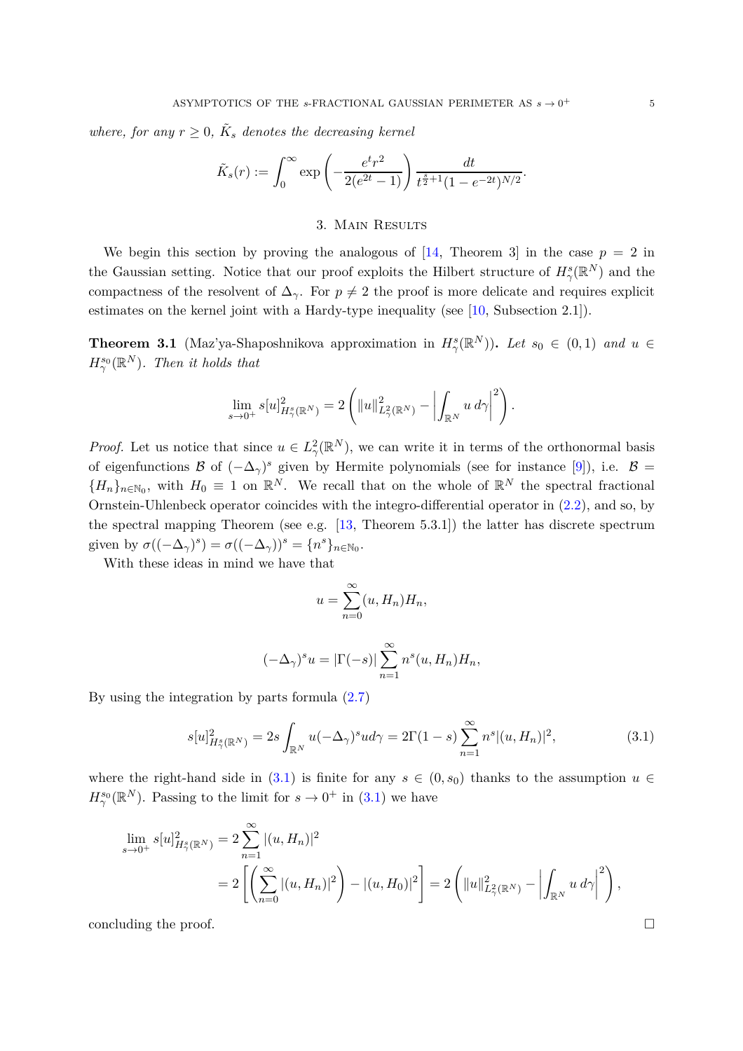*where, for any $r \geq 0$, $\tilde{K}_s$ denotes the decreasing kernel*

$$\tilde{K}_s(r) := \int_0^\infty \exp\left(-\frac{e^t r^2}{2(e^{2t}-1)}\right) \frac{dt}{t^{\frac{s}{2}+1}(1-e^{-2t})^{N/2}}.$$

## 3. Main Results

We begin this section by proving the analogous of [14, Theorem 3] in the case $p = 2$ in the Gaussian setting. Notice that our proof exploits the Hilbert structure of $H^s_\gamma(\mathbb{R}^N)$ and the compactness of the resolvent of $\Delta_\gamma$. For $p \neq 2$ the proof is more delicate and requires explicit estimates on the kernel joint with a Hardy-type inequality (see [10, Subsection 2.1]).

**Theorem 3.1** (Maz'ya-Shaposhnikova approximation in $H^s_\gamma(\mathbb{R}^N)$)**.** *Let $s_0 \in (0,1)$ and $u \in H^{s_0}_\gamma(\mathbb{R}^N)$. Then it holds that*

$$\lim_{s\to 0^+} s[u]^2_{H^s_\gamma(\mathbb{R}^N)} = 2\left(\|u\|^2_{L^2_\gamma(\mathbb{R}^N)} - \left|\int_{\mathbb{R}^N} u\, d\gamma\right|^2\right).$$

*Proof.* Let us notice that since $u \in L^2_\gamma(\mathbb{R}^N)$, we can write it in terms of the orthonormal basis of eigenfunctions $\mathcal{B}$ of $(-\Delta_\gamma)^s$ given by Hermite polynomials (see for instance [9]), i.e. $\mathcal{B} = \{H_n\}_{n\in\mathbb{N}_0}$, with $H_0 \equiv 1$ on $\mathbb{R}^N$. We recall that on the whole of $\mathbb{R}^N$ the spectral fractional Ornstein-Uhlenbeck operator coincides with the integro-differential operator in (2.2), and so, by the spectral mapping Theorem (see e.g. [13, Theorem 5.3.1]) the latter has discrete spectrum given by $\sigma((-\Delta_\gamma)^s) = \sigma((-\Delta_\gamma))^s = \{n^s\}_{n\in\mathbb{N}_0}$.

With these ideas in mind we have that

$$u = \sum_{n=0}^\infty (u, H_n) H_n,$$

$$(-\Delta_\gamma)^s u = |\Gamma(-s)| \sum_{n=1}^\infty n^s (u, H_n) H_n,$$

By using the integration by parts formula (2.7)

$$s[u]^2_{H^s_\gamma(\mathbb{R}^N)} = 2s \int_{\mathbb{R}^N} u(-\Delta_\gamma)^s u d\gamma = 2\Gamma(1-s) \sum_{n=1}^\infty n^s |(u, H_n)|^2, \tag{3.1}$$

where the right-hand side in (3.1) is finite for any $s \in (0, s_0)$ thanks to the assumption $u \in H^{s_0}_\gamma(\mathbb{R}^N)$. Passing to the limit for $s \to 0^+$ in (3.1) we have

$$\begin{aligned}
\lim_{s\to 0^+} s[u]^2_{H^s_\gamma(\mathbb{R}^N)} &= 2\sum_{n=1}^\infty |(u, H_n)|^2 \\
&= 2\left[\left(\sum_{n=0}^\infty |(u, H_n)|^2\right) - |(u, H_0)|^2\right] = 2\left(\|u\|^2_{L^2_\gamma(\mathbb{R}^N)} - \left|\int_{\mathbb{R}^N} u\, d\gamma\right|^2\right),
\end{aligned}$$

concluding the proof. $\square$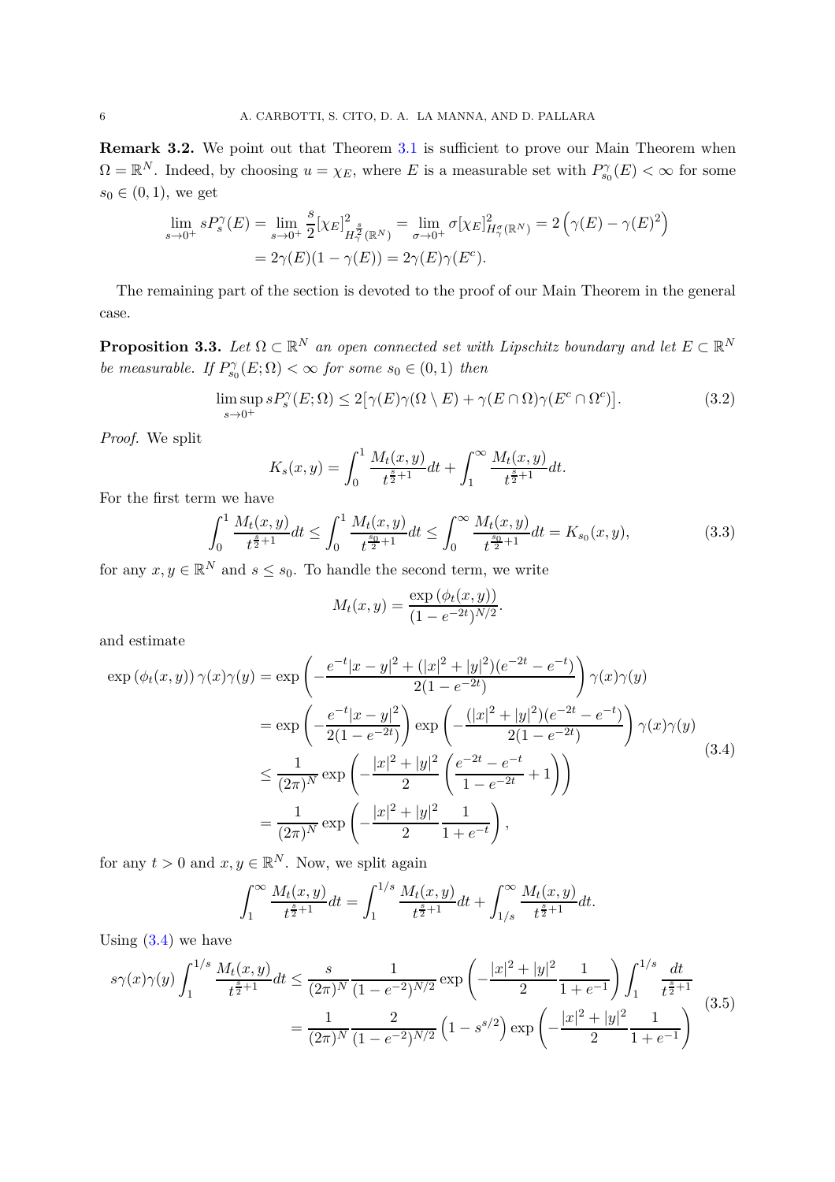**Remark 3.2.** We point out that Theorem 3.1 is sufficient to prove our Main Theorem when $\Omega = \mathbb{R}^N$. Indeed, by choosing $u = \chi_E$, where $E$ is a measurable set with $P^\gamma_{s_0}(E) < \infty$ for some $s_0 \in (0,1)$, we get

$$
\begin{aligned}
\lim_{s\to 0^+} sP^\gamma_s(E) &= \lim_{s\to 0^+} \frac{s}{2}[\chi_E]^2_{H^{\frac{s}{2}}_\gamma(\mathbb{R}^N)} = \lim_{\sigma\to 0^+} \sigma[\chi_E]^2_{H^\sigma_\gamma(\mathbb{R}^N)} = 2\left(\gamma(E) - \gamma(E)^2\right) \\
&= 2\gamma(E)(1-\gamma(E)) = 2\gamma(E)\gamma(E^c).
\end{aligned}
$$

The remaining part of the section is devoted to the proof of our Main Theorem in the general case.

**Proposition 3.3.** *Let $\Omega \subset \mathbb{R}^N$ an open connected set with Lipschitz boundary and let $E \subset \mathbb{R}^N$ be measurable. If $P^\gamma_{s_0}(E;\Omega) < \infty$ for some $s_0 \in (0,1)$ then*

$$
\limsup_{s\to 0^+} sP^\gamma_s(E;\Omega) \le 2\big[\gamma(E)\gamma(\Omega\setminus E) + \gamma(E\cap\Omega)\gamma(E^c\cap\Omega^c)\big]. \tag{3.2}
$$

*Proof.* We split

$$
K_s(x,y) = \int_0^1 \frac{M_t(x,y)}{t^{\frac{s}{2}+1}}dt + \int_1^\infty \frac{M_t(x,y)}{t^{\frac{s}{2}+1}}dt.
$$

For the first term we have

$$
\int_0^1 \frac{M_t(x,y)}{t^{\frac{s}{2}+1}}dt \le \int_0^1 \frac{M_t(x,y)}{t^{\frac{s_0}{2}+1}}dt \le \int_0^\infty \frac{M_t(x,y)}{t^{\frac{s_0}{2}+1}}dt = K_{s_0}(x,y), \tag{3.3}
$$

for any $x, y \in \mathbb{R}^N$ and $s \le s_0$. To handle the second term, we write

$$
M_t(x,y) = \frac{\exp\left(\phi_t(x,y)\right)}{(1-e^{-2t})^{N/2}}.
$$

and estimate

$$
\begin{aligned}
\exp\left(\phi_t(x,y)\right)\gamma(x)\gamma(y) &= \exp\left(-\frac{e^{-t}|x-y|^2 + (|x|^2+|y|^2)(e^{-2t}-e^{-t})}{2(1-e^{-2t})}\right)\gamma(x)\gamma(y) \\
&= \exp\left(-\frac{e^{-t}|x-y|^2}{2(1-e^{-2t})}\right)\exp\left(-\frac{(|x|^2+|y|^2)(e^{-2t}-e^{-t})}{2(1-e^{-2t})}\right)\gamma(x)\gamma(y) \\
&\le \frac{1}{(2\pi)^N}\exp\left(-\frac{|x|^2+|y|^2}{2}\left(\frac{e^{-2t}-e^{-t}}{1-e^{-2t}}+1\right)\right) \\
&= \frac{1}{(2\pi)^N}\exp\left(-\frac{|x|^2+|y|^2}{2}\frac{1}{1+e^{-t}}\right),
\end{aligned} \tag{3.4}
$$

for any $t > 0$ and $x, y \in \mathbb{R}^N$. Now, we split again

$$
\int_1^\infty \frac{M_t(x,y)}{t^{\frac{s}{2}+1}}dt = \int_1^{1/s} \frac{M_t(x,y)}{t^{\frac{s}{2}+1}}dt + \int_{1/s}^\infty \frac{M_t(x,y)}{t^{\frac{s}{2}+1}}dt.
$$

Using (3.4) we have

$$
\begin{aligned}
s\gamma(x)\gamma(y)\int_1^{1/s} \frac{M_t(x,y)}{t^{\frac{s}{2}+1}}dt &\le \frac{s}{(2\pi)^N}\frac{1}{(1-e^{-2})^{N/2}}\exp\left(-\frac{|x|^2+|y|^2}{2}\frac{1}{1+e^{-1}}\right)\int_1^{1/s}\frac{dt}{t^{\frac{s}{2}+1}} \\
&= \frac{1}{(2\pi)^N}\frac{2}{(1-e^{-2})^{N/2}}\left(1-s^{s/2}\right)\exp\left(-\frac{|x|^2+|y|^2}{2}\frac{1}{1+e^{-1}}\right)
\end{aligned} \tag{3.5}
$$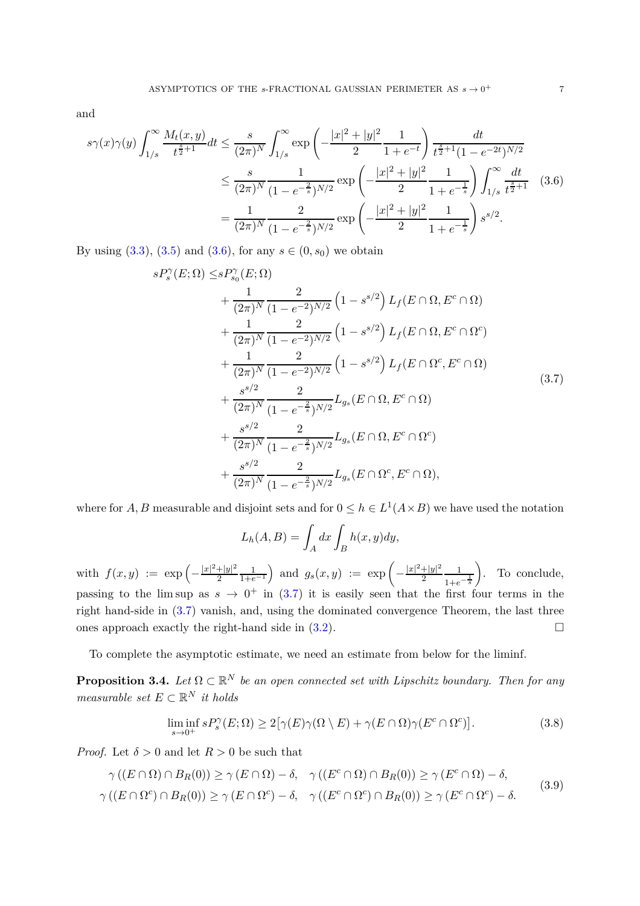and

$$
\begin{aligned}
s\gamma(x)\gamma(y)\int_{1/s}^{\infty}\frac{M_t(x,y)}{t^{\frac{s}{2}+1}}dt &\leq \frac{s}{(2\pi)^N}\int_{1/s}^{\infty}\exp\left(-\frac{|x|^2+|y|^2}{2}\frac{1}{1+e^{-t}}\right)\frac{dt}{t^{\frac{s}{2}+1}(1-e^{-2t})^{N/2}} \\
&\leq \frac{s}{(2\pi)^N}\frac{1}{(1-e^{-\frac{2}{s}})^{N/2}}\exp\left(-\frac{|x|^2+|y|^2}{2}\frac{1}{1+e^{-\frac{1}{s}}}\right)\int_{1/s}^{\infty}\frac{dt}{t^{\frac{s}{2}+1}} \\
&= \frac{1}{(2\pi)^N}\frac{2}{(1-e^{-\frac{2}{s}})^{N/2}}\exp\left(-\frac{|x|^2+|y|^2}{2}\frac{1}{1+e^{-\frac{1}{s}}}\right)s^{s/2}.
\end{aligned}
\tag{3.6}
$$

By using (3.3), (3.5) and (3.6), for any $s\in(0,s_0)$ we obtain

$$
\begin{aligned}
sP_s^{\gamma}(E;\Omega) \leq\, & sP_{s_0}^{\gamma}(E;\Omega) \\
&+\frac{1}{(2\pi)^N}\frac{2}{(1-e^{-2})^{N/2}}\left(1-s^{s/2}\right)L_f(E\cap\Omega,E^c\cap\Omega) \\
&+\frac{1}{(2\pi)^N}\frac{2}{(1-e^{-2})^{N/2}}\left(1-s^{s/2}\right)L_f(E\cap\Omega,E^c\cap\Omega^c) \\
&+\frac{1}{(2\pi)^N}\frac{2}{(1-e^{-2})^{N/2}}\left(1-s^{s/2}\right)L_f(E\cap\Omega^c,E^c\cap\Omega) \\
&+\frac{s^{s/2}}{(2\pi)^N}\frac{2}{(1-e^{-\frac{2}{s}})^{N/2}}L_{g_s}(E\cap\Omega,E^c\cap\Omega) \\
&+\frac{s^{s/2}}{(2\pi)^N}\frac{2}{(1-e^{-\frac{2}{s}})^{N/2}}L_{g_s}(E\cap\Omega,E^c\cap\Omega^c) \\
&+\frac{s^{s/2}}{(2\pi)^N}\frac{2}{(1-e^{-\frac{2}{s}})^{N/2}}L_{g_s}(E\cap\Omega^c,E^c\cap\Omega),
\end{aligned}
\tag{3.7}
$$

where for $A,B$ measurable and disjoint sets and for $0\leq h\in L^1(A\times B)$ we have used the notation

$$
L_h(A,B)=\int_A dx\int_B h(x,y)dy,
$$

with $f(x,y) := \exp\left(-\frac{|x|^2+|y|^2}{2}\frac{1}{1+e^{-1}}\right)$ and $g_s(x,y) := \exp\left(-\frac{|x|^2+|y|^2}{2}\frac{1}{1+e^{-\frac{1}{s}}}\right)$. To conclude, passing to the lim sup as $s\to 0^+$ in (3.7) it is easily seen that the first four terms in the right hand-side in (3.7) vanish, and, using the dominated convergence Theorem, the last three ones approach exactly the right-hand side in (3.2). $\square$

To complete the asymptotic estimate, we need an estimate from below for the liminf.

**Proposition 3.4.** *Let $\Omega\subset\mathbb{R}^N$ be an open connected set with Lipschitz boundary. Then for any measurable set $E\subset\mathbb{R}^N$ it holds*

$$
\liminf_{s\to 0^+} sP_s^{\gamma}(E;\Omega)\geq 2\big[\gamma(E)\gamma(\Omega\setminus E)+\gamma(E\cap\Omega)\gamma(E^c\cap\Omega^c)\big].
\tag{3.8}
$$

*Proof.* Let $\delta>0$ and let $R>0$ be such that

$$
\begin{aligned}
&\gamma\left((E\cap\Omega)\cap B_R(0)\right)\geq\gamma\left(E\cap\Omega\right)-\delta,\quad \gamma\left((E^c\cap\Omega)\cap B_R(0)\right)\geq\gamma\left(E^c\cap\Omega\right)-\delta,\\
&\gamma\left((E\cap\Omega^c)\cap B_R(0)\right)\geq\gamma\left(E\cap\Omega^c\right)-\delta,\quad \gamma\left((E^c\cap\Omega^c)\cap B_R(0)\right)\geq\gamma\left(E^c\cap\Omega^c\right)-\delta.
\end{aligned}
\tag{3.9}
$$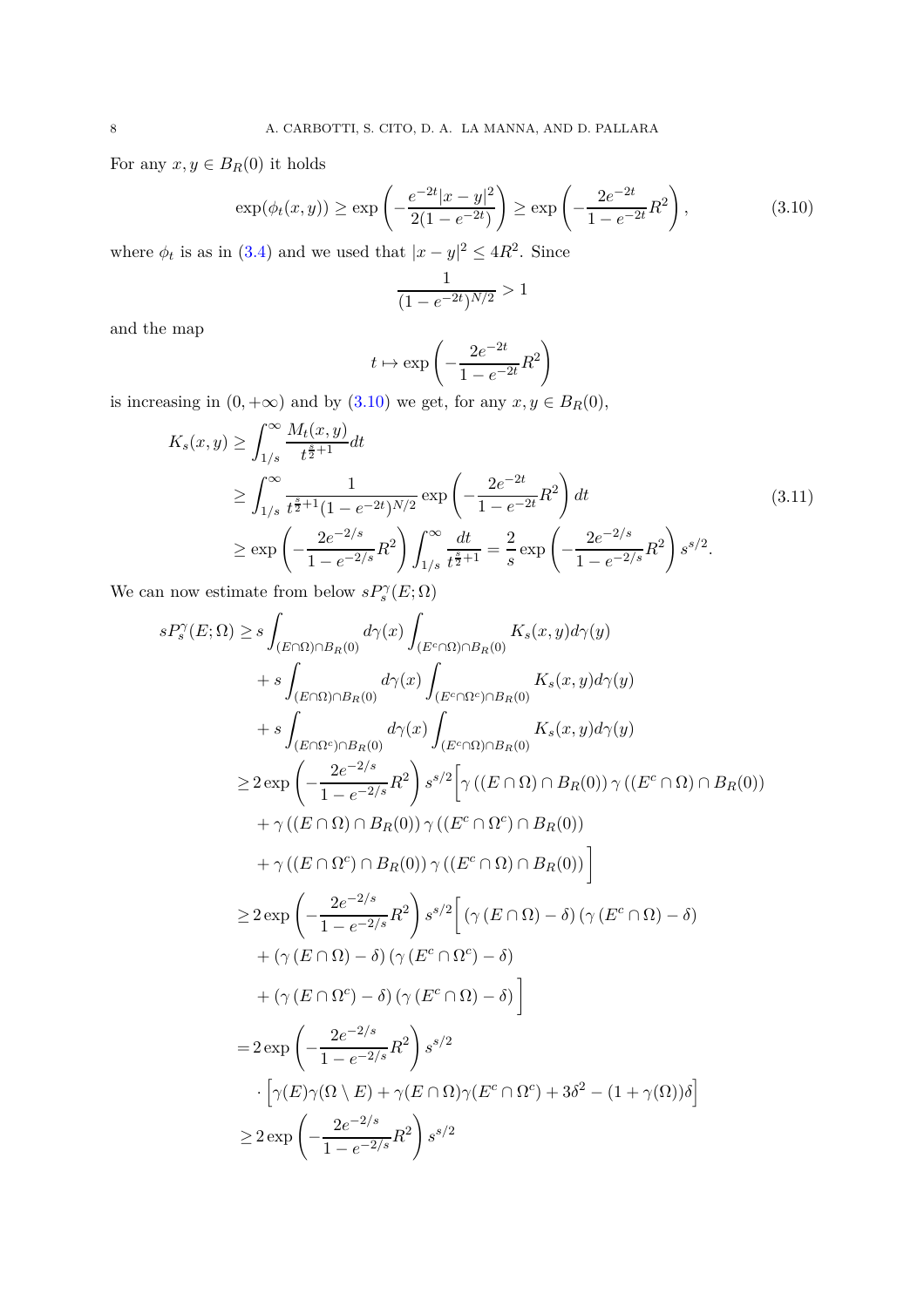For any $x, y \in B_R(0)$ it holds

$$\exp(\phi_t(x,y)) \geq \exp\left(-\frac{e^{-2t}|x-y|^2}{2(1-e^{-2t})}\right) \geq \exp\left(-\frac{2e^{-2t}}{1-e^{-2t}}R^2\right), \tag{3.10}$$

where $\phi_t$ is as in (3.4) and we used that $|x-y|^2 \leq 4R^2$. Since

$$\frac{1}{(1-e^{-2t})^{N/2}} > 1$$

and the map

$$t \mapsto \exp\left(-\frac{2e^{-2t}}{1-e^{-2t}}R^2\right)$$

is increasing in $(0,+\infty)$ and by (3.10) we get, for any $x, y \in B_R(0)$,

$$\begin{aligned}
K_s(x,y) &\geq \int_{1/s}^{\infty} \frac{M_t(x,y)}{t^{\frac{s}{2}+1}} dt \\
&\geq \int_{1/s}^{\infty} \frac{1}{t^{\frac{s}{2}+1}(1-e^{-2t})^{N/2}} \exp\left(-\frac{2e^{-2t}}{1-e^{-2t}}R^2\right) dt \\
&\geq \exp\left(-\frac{2e^{-2/s}}{1-e^{-2/s}}R^2\right) \int_{1/s}^{\infty} \frac{dt}{t^{\frac{s}{2}+1}} = \frac{2}{s} \exp\left(-\frac{2e^{-2/s}}{1-e^{-2/s}}R^2\right) s^{s/2}.
\end{aligned} \tag{3.11}$$

We can now estimate from below $sP_s^\gamma(E;\Omega)$

$$\begin{aligned}
sP_s^\gamma(E;\Omega) &\geq s\int_{(E\cap\Omega)\cap B_R(0)} d\gamma(x) \int_{(E^c\cap\Omega)\cap B_R(0)} K_s(x,y) d\gamma(y) \\
&\quad + s\int_{(E\cap\Omega)\cap B_R(0)} d\gamma(x) \int_{(E^c\cap\Omega^c)\cap B_R(0)} K_s(x,y) d\gamma(y) \\
&\quad + s\int_{(E\cap\Omega^c)\cap B_R(0)} d\gamma(x) \int_{(E^c\cap\Omega)\cap B_R(0)} K_s(x,y) d\gamma(y) \\
&\geq 2\exp\left(-\frac{2e^{-2/s}}{1-e^{-2/s}}R^2\right) s^{s/2} \Big[ \gamma\left((E\cap\Omega)\cap B_R(0)\right)\gamma\left((E^c\cap\Omega)\cap B_R(0)\right) \\
&\quad + \gamma\left((E\cap\Omega)\cap B_R(0)\right)\gamma\left((E^c\cap\Omega^c)\cap B_R(0)\right) \\
&\quad + \gamma\left((E\cap\Omega^c)\cap B_R(0)\right)\gamma\left((E^c\cap\Omega)\cap B_R(0)\right) \Big] \\
&\geq 2\exp\left(-\frac{2e^{-2/s}}{1-e^{-2/s}}R^2\right) s^{s/2} \Big[ \left(\gamma\left(E\cap\Omega\right)-\delta\right)\left(\gamma\left(E^c\cap\Omega\right)-\delta\right) \\
&\quad + \left(\gamma\left(E\cap\Omega\right)-\delta\right)\left(\gamma\left(E^c\cap\Omega^c\right)-\delta\right) \\
&\quad + \left(\gamma\left(E\cap\Omega^c\right)-\delta\right)\left(\gamma\left(E^c\cap\Omega\right)-\delta\right) \Big] \\
&= 2\exp\left(-\frac{2e^{-2/s}}{1-e^{-2/s}}R^2\right) s^{s/2} \\
&\quad \cdot \Big[ \gamma(E)\gamma(\Omega\setminus E) + \gamma(E\cap\Omega)\gamma(E^c\cap\Omega^c) + 3\delta^2 - (1+\gamma(\Omega))\delta \Big] \\
&\geq 2\exp\left(-\frac{2e^{-2/s}}{1-e^{-2/s}}R^2\right) s^{s/2}
\end{aligned}$$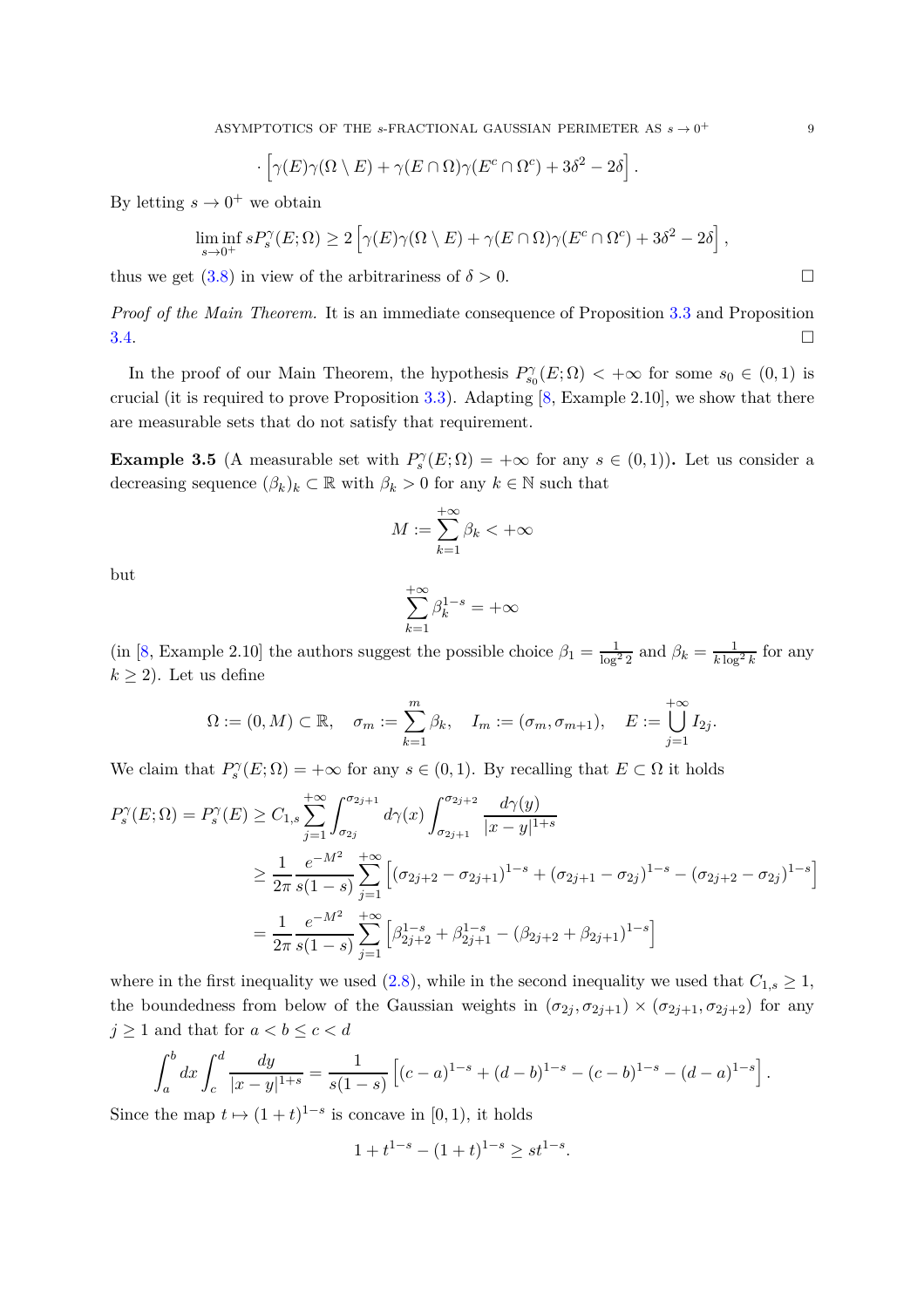$$\cdot \left[\gamma(E)\gamma(\Omega\setminus E) + \gamma(E\cap\Omega)\gamma(E^c\cap\Omega^c) + 3\delta^2 - 2\delta\right].$$

By letting $s\to 0^+$ we obtain

$$\liminf_{s\to 0^+} sP_s^\gamma(E;\Omega) \geq 2\left[\gamma(E)\gamma(\Omega\setminus E) + \gamma(E\cap\Omega)\gamma(E^c\cap\Omega^c) + 3\delta^2 - 2\delta\right],$$

thus we get (3.8) in view of the arbitrariness of $\delta>0$. □

*Proof of the Main Theorem.* It is an immediate consequence of Proposition 3.3 and Proposition 3.4. □

In the proof of our Main Theorem, the hypothesis $P_{s_0}^\gamma(E;\Omega) < +\infty$ for some $s_0\in(0,1)$ is crucial (it is required to prove Proposition 3.3). Adapting [8, Example 2.10], we show that there are measurable sets that do not satisfy that requirement.

**Example 3.5** (A measurable set with $P_s^\gamma(E;\Omega) = +\infty$ for any $s\in(0,1)$)**.** Let us consider a decreasing sequence $(\beta_k)_k\subset\mathbb{R}$ with $\beta_k>0$ for any $k\in\mathbb{N}$ such that

$$M := \sum_{k=1}^{+\infty}\beta_k < +\infty$$

but

$$\sum_{k=1}^{+\infty}\beta_k^{1-s} = +\infty$$

(in [8, Example 2.10] the authors suggest the possible choice $\beta_1 = \frac{1}{\log^2 2}$ and $\beta_k = \frac{1}{k\log^2 k}$ for any $k\geq 2$). Let us define

$$\Omega := (0,M)\subset\mathbb{R},\quad \sigma_m := \sum_{k=1}^{m}\beta_k,\quad I_m := (\sigma_m,\sigma_{m+1}),\quad E := \bigcup_{j=1}^{+\infty} I_{2j}.$$

We claim that $P_s^\gamma(E;\Omega) = +\infty$ for any $s\in(0,1)$. By recalling that $E\subset\Omega$ it holds

$$\begin{aligned}
P_s^\gamma(E;\Omega) = P_s^\gamma(E) &\geq C_{1,s}\sum_{j=1}^{+\infty}\int_{\sigma_{2j}}^{\sigma_{2j+1}} d\gamma(x)\int_{\sigma_{2j+1}}^{\sigma_{2j+2}}\frac{d\gamma(y)}{|x-y|^{1+s}}\\
&\geq \frac{1}{2\pi}\frac{e^{-M^2}}{s(1-s)}\sum_{j=1}^{+\infty}\left[(\sigma_{2j+2}-\sigma_{2j+1})^{1-s} + (\sigma_{2j+1}-\sigma_{2j})^{1-s} - (\sigma_{2j+2}-\sigma_{2j})^{1-s}\right]\\
&= \frac{1}{2\pi}\frac{e^{-M^2}}{s(1-s)}\sum_{j=1}^{+\infty}\left[\beta_{2j+2}^{1-s} + \beta_{2j+1}^{1-s} - (\beta_{2j+2}+\beta_{2j+1})^{1-s}\right]
\end{aligned}$$

where in the first inequality we used (2.8), while in the second inequality we used that $C_{1,s}\geq 1$, the boundedness from below of the Gaussian weights in $(\sigma_{2j},\sigma_{2j+1})\times(\sigma_{2j+1},\sigma_{2j+2})$ for any $j\geq 1$ and that for $a<b\leq c<d$

$$\int_a^b dx\int_c^d\frac{dy}{|x-y|^{1+s}} = \frac{1}{s(1-s)}\left[(c-a)^{1-s} + (d-b)^{1-s} - (c-b)^{1-s} - (d-a)^{1-s}\right].$$

Since the map $t\mapsto(1+t)^{1-s}$ is concave in $[0,1)$, it holds

$$1 + t^{1-s} - (1+t)^{1-s} \geq st^{1-s}.$$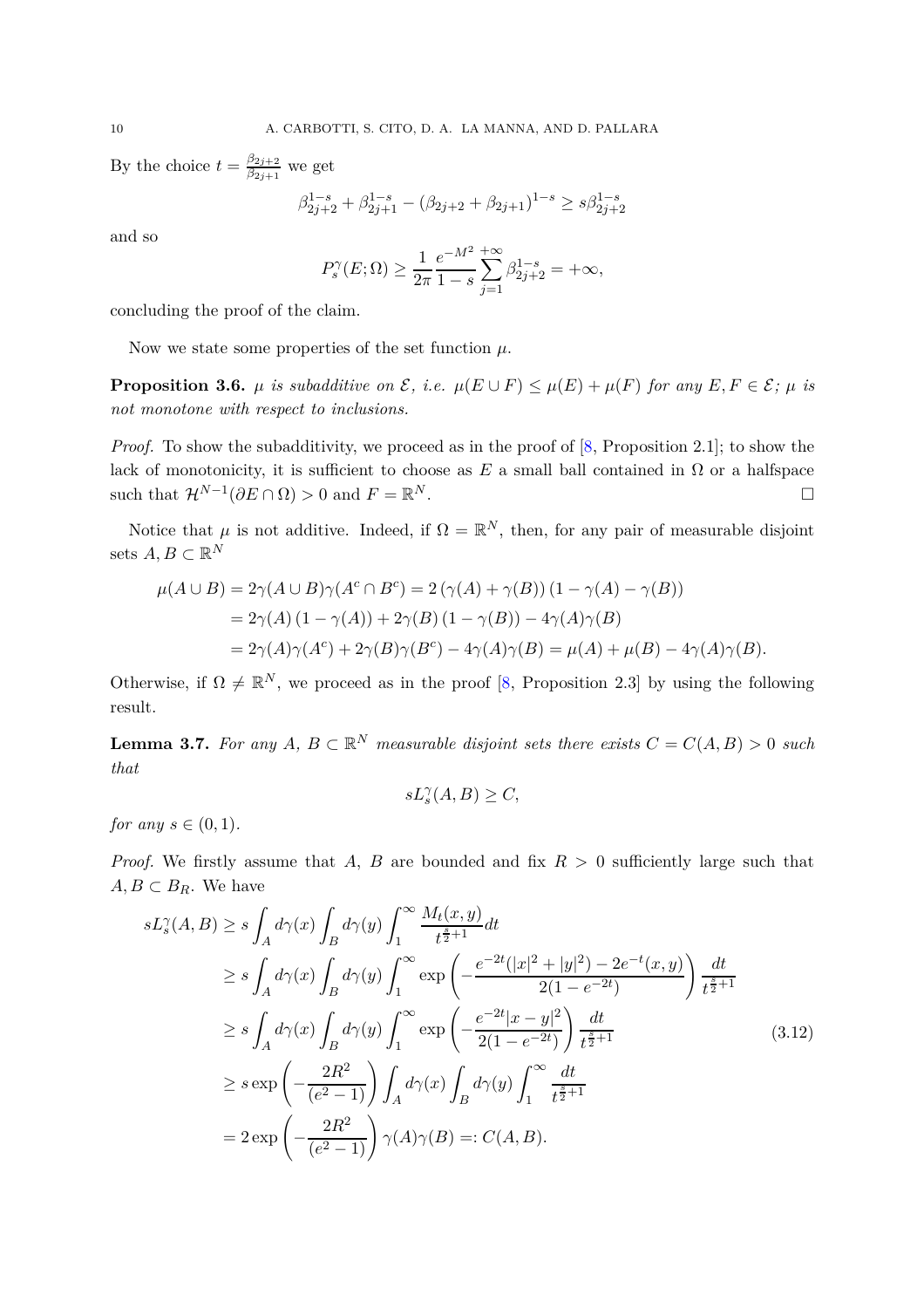By the choice $t = \frac{\beta_{2j+2}}{\beta_{2j+1}}$ we get

$$\beta_{2j+2}^{1-s} + \beta_{2j+1}^{1-s} - (\beta_{2j+2} + \beta_{2j+1})^{1-s} \geq s\beta_{2j+2}^{1-s}$$

and so

$$P_s^\gamma(E;\Omega) \geq \frac{1}{2\pi}\frac{e^{-M^2}}{1-s}\sum_{j=1}^{+\infty}\beta_{2j+2}^{1-s} = +\infty,$$

concluding the proof of the claim.

Now we state some properties of the set function $\mu$.

**Proposition 3.6.** *$\mu$ is subadditive on $\mathcal{E}$, i.e. $\mu(E\cup F) \leq \mu(E) + \mu(F)$ for any $E, F \in \mathcal{E}$; $\mu$ is not monotone with respect to inclusions.*

*Proof.* To show the subadditivity, we proceed as in the proof of [8, Proposition 2.1]; to show the lack of monotonicity, it is sufficient to choose as $E$ a small ball contained in $\Omega$ or a halfspace such that $\mathcal{H}^{N-1}(\partial E \cap \Omega) > 0$ and $F = \mathbb{R}^N$. □

Notice that $\mu$ is not additive. Indeed, if $\Omega = \mathbb{R}^N$, then, for any pair of measurable disjoint sets $A, B \subset \mathbb{R}^N$

$$\begin{aligned}
\mu(A\cup B) &= 2\gamma(A\cup B)\gamma(A^c \cap B^c) = 2\left(\gamma(A) + \gamma(B)\right)\left(1 - \gamma(A) - \gamma(B)\right) \\
&= 2\gamma(A)\left(1-\gamma(A)\right) + 2\gamma(B)\left(1-\gamma(B)\right) - 4\gamma(A)\gamma(B) \\
&= 2\gamma(A)\gamma(A^c) + 2\gamma(B)\gamma(B^c) - 4\gamma(A)\gamma(B) = \mu(A) + \mu(B) - 4\gamma(A)\gamma(B).
\end{aligned}$$

Otherwise, if $\Omega \neq \mathbb{R}^N$, we proceed as in the proof [8, Proposition 2.3] by using the following result.

**Lemma 3.7.** *For any $A$, $B \subset \mathbb{R}^N$ measurable disjoint sets there exists $C = C(A,B) > 0$ such that*

$$sL_s^\gamma(A,B) \geq C,$$

*for any $s \in (0,1)$.*

*Proof.* We firstly assume that $A$, $B$ are bounded and fix $R > 0$ sufficiently large such that $A, B \subset B_R$. We have

$$\begin{aligned}
sL_s^\gamma(A,B) &\geq s\int_A d\gamma(x)\int_B d\gamma(y)\int_1^\infty \frac{M_t(x,y)}{t^{\frac{s}{2}+1}}dt \\
&\geq s\int_A d\gamma(x)\int_B d\gamma(y)\int_1^\infty \exp\left(-\frac{e^{-2t}(|x|^2+|y|^2) - 2e^{-t}(x,y)}{2(1-e^{-2t})}\right)\frac{dt}{t^{\frac{s}{2}+1}} \\
&\geq s\int_A d\gamma(x)\int_B d\gamma(y)\int_1^\infty \exp\left(-\frac{e^{-2t}|x-y|^2}{2(1-e^{-2t})}\right)\frac{dt}{t^{\frac{s}{2}+1}} \\
&\geq s\exp\left(-\frac{2R^2}{(e^2-1)}\right)\int_A d\gamma(x)\int_B d\gamma(y)\int_1^\infty \frac{dt}{t^{\frac{s}{2}+1}} \\
&= 2\exp\left(-\frac{2R^2}{(e^2-1)}\right)\gamma(A)\gamma(B) =: C(A,B).
\end{aligned} \tag{3.12}$$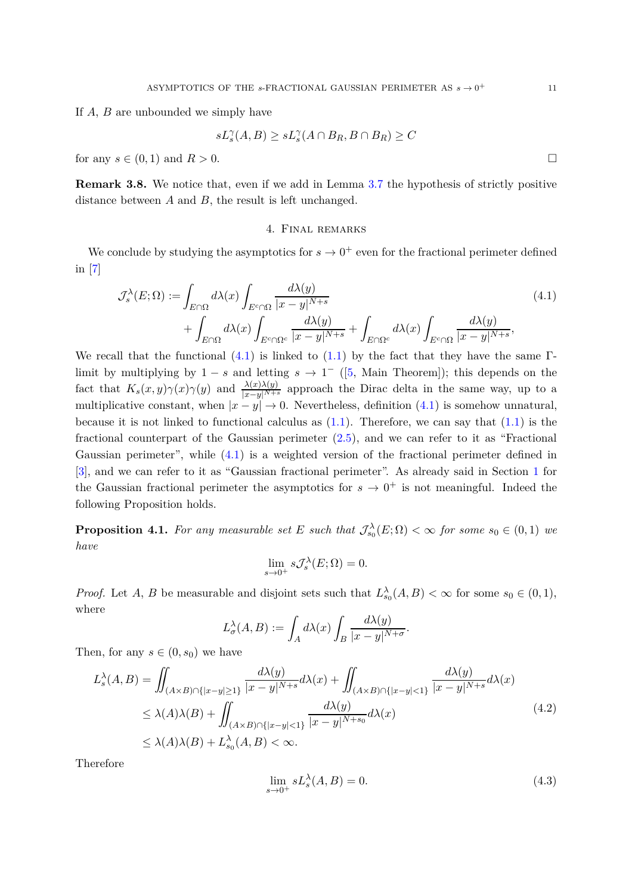If $A$, $B$ are unbounded we simply have

$$sL_s^\gamma(A,B) \geq sL_s^\gamma(A\cap B_R, B\cap B_R) \geq C$$

for any $s\in(0,1)$ and $R>0$. □

**Remark 3.8.** We notice that, even if we add in Lemma 3.7 the hypothesis of strictly positive distance between $A$ and $B$, the result is left unchanged.

## 4. Final remarks

We conclude by studying the asymptotics for $s\to 0^+$ even for the fractional perimeter defined in [7]

$$\begin{aligned}
\mathcal{J}_s^\lambda(E;\Omega) := &\int_{E\cap\Omega} d\lambda(x)\int_{E^c\cap\Omega}\frac{d\lambda(y)}{|x-y|^{N+s}} \\
&+\int_{E\cap\Omega} d\lambda(x)\int_{E^c\cap\Omega^c}\frac{d\lambda(y)}{|x-y|^{N+s}}+\int_{E\cap\Omega^c} d\lambda(x)\int_{E^c\cap\Omega}\frac{d\lambda(y)}{|x-y|^{N+s}},
\end{aligned}\tag{4.1}$$

We recall that the functional (4.1) is linked to (1.1) by the fact that they have the same Γ-limit by multiplying by $1-s$ and letting $s\to 1^-$ ([5, Main Theorem]); this depends on the fact that $K_s(x,y)\gamma(x)\gamma(y)$ and $\frac{\lambda(x)\lambda(y)}{|x-y|^{N+s}}$ approach the Dirac delta in the same way, up to a multiplicative constant, when $|x-y|\to 0$. Nevertheless, definition (4.1) is somehow unnatural, because it is not linked to functional calculus as (1.1). Therefore, we can say that (1.1) is the fractional counterpart of the Gaussian perimeter (2.5), and we can refer to it as "Fractional Gaussian perimeter", while (4.1) is a weighted version of the fractional perimeter defined in [3], and we can refer to it as "Gaussian fractional perimeter". As already said in Section 1 for the Gaussian fractional perimeter the asymptotics for $s\to 0^+$ is not meaningful. Indeed the following Proposition holds.

**Proposition 4.1.** *For any measurable set $E$ such that $\mathcal{J}_{s_0}^\lambda(E;\Omega)<\infty$ for some $s_0\in(0,1)$ we have*

$$\lim_{s\to 0^+} s\mathcal{J}_s^\lambda(E;\Omega)=0.$$

*Proof.* Let $A$, $B$ be measurable and disjoint sets such that $L_{s_0}^\lambda(A,B)<\infty$ for some $s_0\in(0,1)$, where

$$L_\sigma^\lambda(A,B) := \int_A d\lambda(x)\int_B\frac{d\lambda(y)}{|x-y|^{N+\sigma}}.$$

Then, for any $s\in(0,s_0)$ we have

$$\begin{aligned}
L_s^\lambda(A,B) &= \iint_{(A\times B)\cap\{|x-y|\geq 1\}}\frac{d\lambda(y)}{|x-y|^{N+s}}d\lambda(x)+\iint_{(A\times B)\cap\{|x-y|<1\}}\frac{d\lambda(y)}{|x-y|^{N+s}}d\lambda(x) \\
&\leq \lambda(A)\lambda(B)+\iint_{(A\times B)\cap\{|x-y|<1\}}\frac{d\lambda(y)}{|x-y|^{N+s_0}}d\lambda(x) \\
&\leq \lambda(A)\lambda(B)+L_{s_0}^\lambda(A,B)<\infty.
\end{aligned}\tag{4.2}$$

Therefore

$$\lim_{s\to 0^+} sL_s^\lambda(A,B)=0.\tag{4.3}$$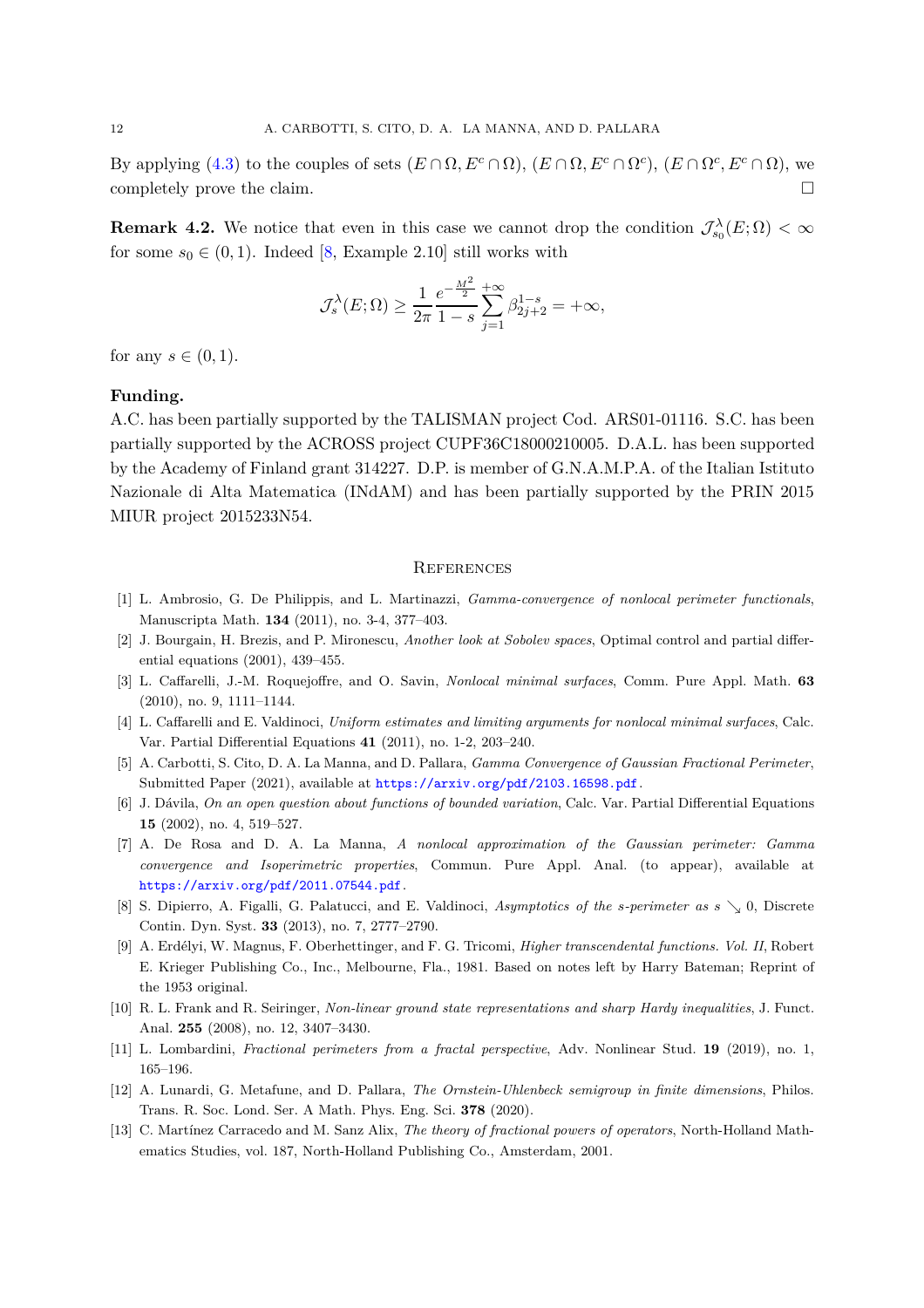By applying (4.3) to the couples of sets $(E \cap \Omega, E^c \cap \Omega)$, $(E \cap \Omega, E^c \cap \Omega^c)$, $(E \cap \Omega^c, E^c \cap \Omega)$, we completely prove the claim. □

**Remark 4.2.** We notice that even in this case we cannot drop the condition $\mathcal{J}^{\lambda}_{s_0}(E;\Omega) < \infty$ for some $s_0 \in (0,1)$. Indeed [8, Example 2.10] still works with

$$\mathcal{J}^{\lambda}_{s}(E;\Omega) \geq \frac{1}{2\pi} \frac{e^{-\frac{M^2}{2}}}{1-s} \sum_{j=1}^{+\infty} \beta_{2j+2}^{1-s} = +\infty,$$

for any $s \in (0,1)$.

**Funding.**

A.C. has been partially supported by the TALISMAN project Cod. ARS01-01116. S.C. has been partially supported by the ACROSS project CUPF36C18000210005. D.A.L. has been supported by the Academy of Finland grant 314227. D.P. is member of G.N.A.M.P.A. of the Italian Istituto Nazionale di Alta Matematica (INdAM) and has been partially supported by the PRIN 2015 MIUR project 2015233N54.

## References

[1] L. Ambrosio, G. De Philippis, and L. Martinazzi, *Gamma-convergence of nonlocal perimeter functionals*, Manuscripta Math. **134** (2011), no. 3-4, 377–403.

[2] J. Bourgain, H. Brezis, and P. Mironescu, *Another look at Sobolev spaces*, Optimal control and partial differential equations (2001), 439–455.

[3] L. Caffarelli, J.-M. Roquejoffre, and O. Savin, *Nonlocal minimal surfaces*, Comm. Pure Appl. Math. **63** (2010), no. 9, 1111–1144.

[4] L. Caffarelli and E. Valdinoci, *Uniform estimates and limiting arguments for nonlocal minimal surfaces*, Calc. Var. Partial Differential Equations **41** (2011), no. 1-2, 203–240.

[5] A. Carbotti, S. Cito, D. A. La Manna, and D. Pallara, *Gamma Convergence of Gaussian Fractional Perimeter*, Submitted Paper (2021), available at https://arxiv.org/pdf/2103.16598.pdf.

[6] J. Dávila, *On an open question about functions of bounded variation*, Calc. Var. Partial Differential Equations **15** (2002), no. 4, 519–527.

[7] A. De Rosa and D. A. La Manna, *A nonlocal approximation of the Gaussian perimeter: Gamma convergence and Isoperimetric properties*, Commun. Pure Appl. Anal. (to appear), available at https://arxiv.org/pdf/2011.07544.pdf.

[8] S. Dipierro, A. Figalli, G. Palatucci, and E. Valdinoci, *Asymptotics of the s-perimeter as $s \searrow 0$*, Discrete Contin. Dyn. Syst. **33** (2013), no. 7, 2777–2790.

[9] A. Erdélyi, W. Magnus, F. Oberhettinger, and F. G. Tricomi, *Higher transcendental functions. Vol. II*, Robert E. Krieger Publishing Co., Inc., Melbourne, Fla., 1981. Based on notes left by Harry Bateman; Reprint of the 1953 original.

[10] R. L. Frank and R. Seiringer, *Non-linear ground state representations and sharp Hardy inequalities*, J. Funct. Anal. **255** (2008), no. 12, 3407–3430.

[11] L. Lombardini, *Fractional perimeters from a fractal perspective*, Adv. Nonlinear Stud. **19** (2019), no. 1, 165–196.

[12] A. Lunardi, G. Metafune, and D. Pallara, *The Ornstein-Uhlenbeck semigroup in finite dimensions*, Philos. Trans. R. Soc. Lond. Ser. A Math. Phys. Eng. Sci. **378** (2020).

[13] C. Martínez Carracedo and M. Sanz Alix, *The theory of fractional powers of operators*, North-Holland Mathematics Studies, vol. 187, North-Holland Publishing Co., Amsterdam, 2001.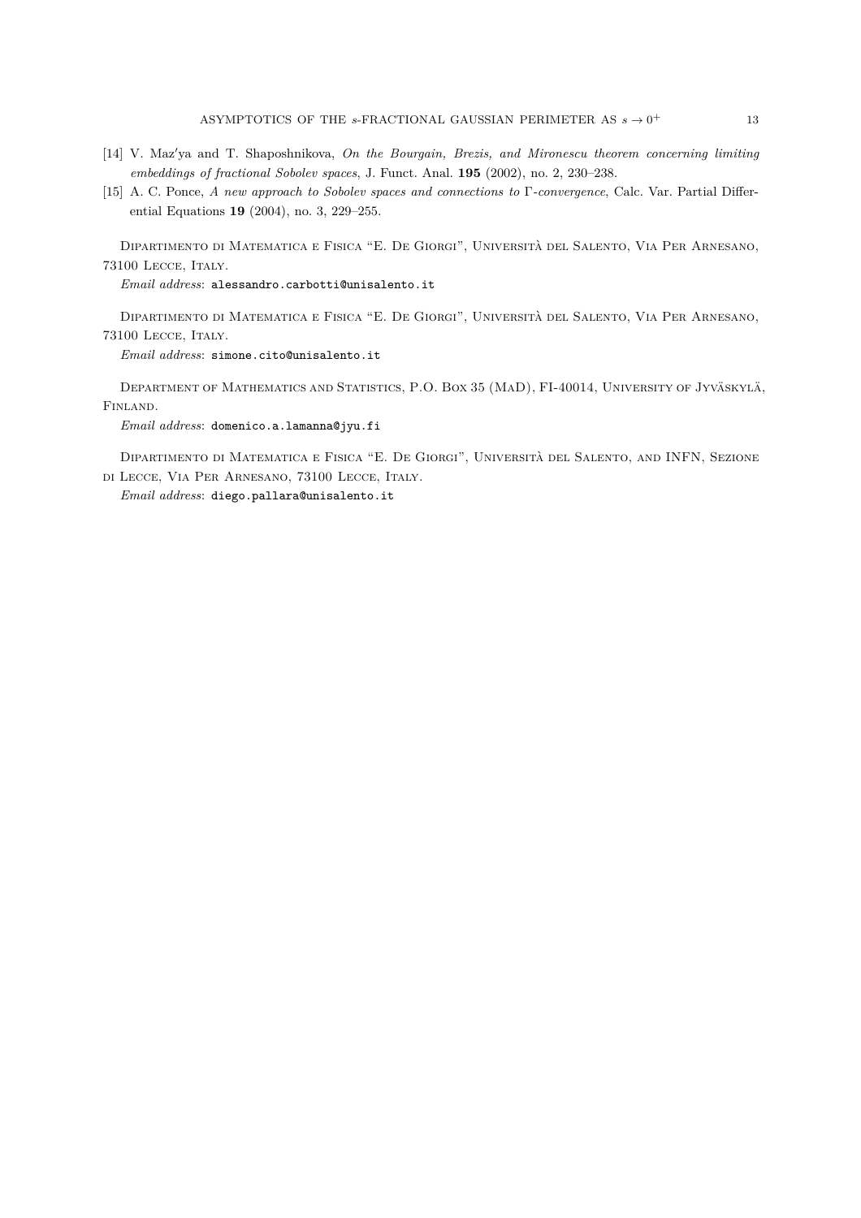[14] V. Maz′ya and T. Shaposhnikova, *On the Bourgain, Brezis, and Mironescu theorem concerning limiting embeddings of fractional Sobolev spaces*, J. Funct. Anal. **195** (2002), no. 2, 230–238.

[15] A. C. Ponce, *A new approach to Sobolev spaces and connections to* $\Gamma$*-convergence*, Calc. Var. Partial Differential Equations **19** (2004), no. 3, 229–255.

Dipartimento di Matematica e Fisica "E. De Giorgi", Università del Salento, Via Per Arnesano, 73100 Lecce, Italy.

*Email address*: alessandro.carbotti@unisalento.it

Dipartimento di Matematica e Fisica "E. De Giorgi", Università del Salento, Via Per Arnesano, 73100 Lecce, Italy.

*Email address*: simone.cito@unisalento.it

Department of Mathematics and Statistics, P.O. Box 35 (MaD), FI-40014, University of Jyväskylä, Finland.

*Email address*: domenico.a.lamanna@jyu.fi

Dipartimento di Matematica e Fisica "E. De Giorgi", Università del Salento, and INFN, Sezione di Lecce, Via Per Arnesano, 73100 Lecce, Italy.

*Email address*: diego.pallara@unisalento.it